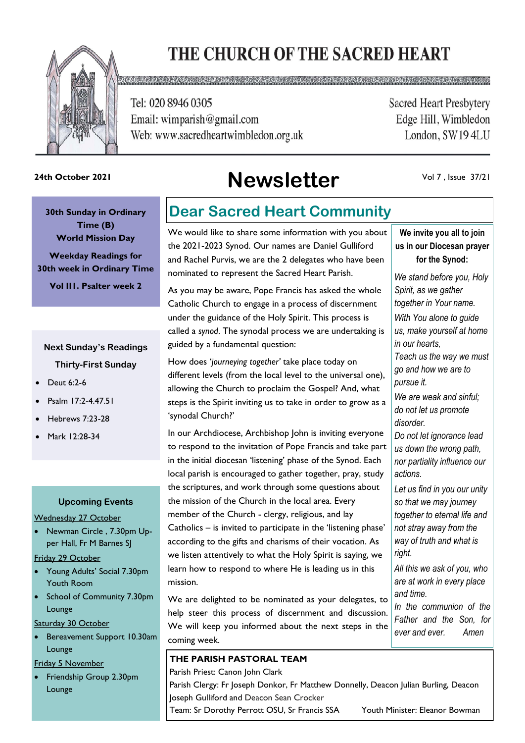# THE CHURCH OF THE SACRED HEART

Tel: 020 8946 0305
Email: wimparish@gmail.com
Web: www.sacredheartwimbledon.org.uk

Sacred Heart Presbytery
Edge Hill, Wimbledon
London, SW19 4LU

**24th October 2021**

# Newsletter

Vol 7 , Issue 37/21

**30th Sunday in Ordinary Time (B)**
**World Mission Day**

**Weekday Readings for 30th week in Ordinary Time**

**Vol III. Psalter week 2**

**Next Sunday's Readings**

**Thirty-First Sunday**

- Deut 6:2-6
- Psalm 17:2-4.47.51
- Hebrews 7:23-28
- Mark 12:28-34

**Upcoming Events**

Wednesday 27 October

- Newman Circle , 7.30pm Upper Hall, Fr M Barnes SJ

Friday 29 October

- Young Adults' Social 7.30pm Youth Room
- School of Community 7.30pm Lounge

Saturday 30 October

- Bereavement Support 10.30am Lounge

Friday 5 November

- Friendship Group 2.30pm Lounge

## Dear Sacred Heart Community

We would like to share some information with you about the 2021-2023 Synod. Our names are Daniel Gulliford and Rachel Purvis, we are the 2 delegates who have been nominated to represent the Sacred Heart Parish.

As you may be aware, Pope Francis has asked the whole Catholic Church to engage in a process of discernment under the guidance of the Holy Spirit. This process is called a *synod*. The synodal process we are undertaking is guided by a fundamental question:

How does *'journeying together'* take place today on different levels (from the local level to the universal one), allowing the Church to proclaim the Gospel? And, what steps is the Spirit inviting us to take in order to grow as a 'synodal Church?'

In our Archdiocese, Archbishop John is inviting everyone to respond to the invitation of Pope Francis and take part in the initial diocesan 'listening' phase of the Synod. Each local parish is encouraged to gather together, pray, study the scriptures, and work through some questions about the mission of the Church in the local area. Every member of the Church - clergy, religious, and lay Catholics – is invited to participate in the 'listening phase' according to the gifts and charisms of their vocation. As we listen attentively to what the Holy Spirit is saying, we learn how to respond to where He is leading us in this mission.

We are delighted to be nominated as your delegates, to help steer this process of discernment and discussion. We will keep you informed about the next steps in the coming week.

**We invite you all to join us in our Diocesan prayer for the Synod:**

*We stand before you, Holy Spirit, as we gather together in Your name.*

*With You alone to guide us, make yourself at home in our hearts,*
*Teach us the way we must go and how we are to pursue it.*

*We are weak and sinful; do not let us promote disorder.*
*Do not let ignorance lead us down the wrong path, nor partiality influence our actions.*

*Let us find in you our unity so that we may journey together to eternal life and not stray away from the way of truth and what is right.*

*All this we ask of you, who are at work in every place and time.*
*In the communion of the Father and the Son, for ever and ever. Amen*

**THE PARISH PASTORAL TEAM**

Parish Priest: Canon John Clark

Parish Clergy: Fr Joseph Donkor, Fr Matthew Donnelly, Deacon Julian Burling, Deacon Joseph Gulliford and Deacon Sean Crocker

Team: Sr Dorothy Perrott OSU, Sr Francis SSA Youth Minister: Eleanor Bowman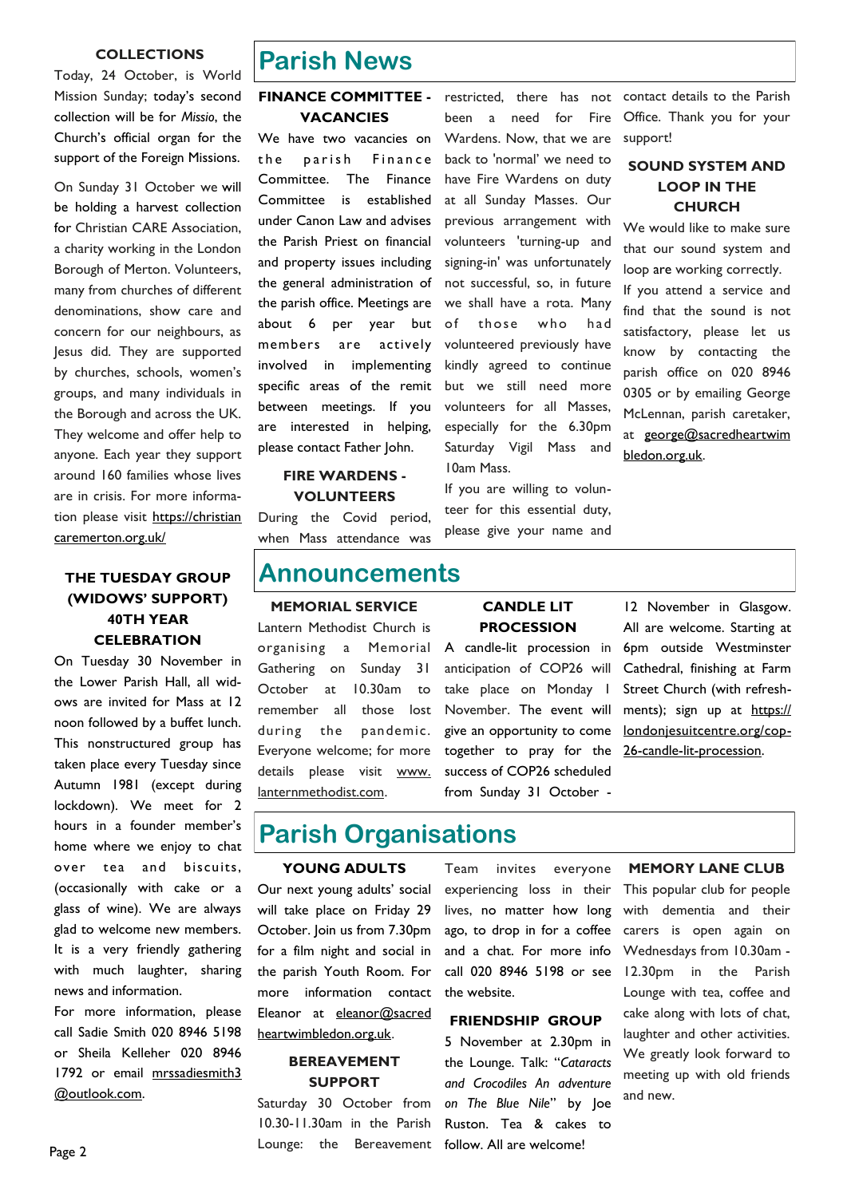### COLLECTIONS

Today, 24 October, is World Mission Sunday; today's second collection will be for *Missio*, the Church's official organ for the support of the Foreign Missions.

On Sunday 31 October we will be holding a harvest collection for Christian CARE Association, a charity working in the London Borough of Merton. Volunteers, many from churches of different denominations, show care and concern for our neighbours, as Jesus did. They are supported by churches, schools, women's groups, and many individuals in the Borough and across the UK. They welcome and offer help to anyone. Each year they support around 160 families whose lives are in crisis. For more information please visit https://christiancaremerton.org.uk/

### THE TUESDAY GROUP (WIDOWS' SUPPORT) 40TH YEAR CELEBRATION

On Tuesday 30 November in the Lower Parish Hall, all widows are invited for Mass at 12 noon followed by a buffet lunch. This nonstructured group has taken place every Tuesday since Autumn 1981 (except during lockdown). We meet for 2 hours in a founder member's home where we enjoy to chat over tea and biscuits, (occasionally with cake or a glass of wine). We are always glad to welcome new members. It is a very friendly gathering with much laughter, sharing news and information.

For more information, please call Sadie Smith 020 8946 5198 or Sheila Kelleher 020 8946 1792 or email mrssadiesmith3@outlook.com.

# Parish News

### FINANCE COMMITTEE - VACANCIES

We have two vacancies on the parish Finance Committee. The Finance Committee is established under Canon Law and advises the Parish Priest on financial and property issues including the general administration of the parish office. Meetings are about 6 per year but members are actively involved in implementing specific areas of the remit between meetings. If you are interested in helping, please contact Father John.

### FIRE WARDENS - VOLUNTEERS

During the Covid period, when Mass attendance was restricted, there has not been a need for Fire Wardens. Now, that we are back to 'normal' we need to have Fire Wardens on duty at all Sunday Masses. Our previous arrangement with volunteers 'turning-up and signing-in' was unfortunately not successful, so, in future we shall have a rota. Many of those who had volunteered previously have kindly agreed to continue but we still need more volunteers for all Masses, especially for the 6.30pm Saturday Vigil Mass and 10am Mass.

If you are willing to volunteer for this essential duty, please give your name and contact details to the Parish Office. Thank you for your support!

### SOUND SYSTEM AND LOOP IN THE CHURCH

We would like to make sure that our sound system and loop are working correctly.

If you attend a service and find that the sound is not satisfactory, please let us know by contacting the parish office on 020 8946 0305 or by emailing George McLennan, parish caretaker, at george@sacredheartwimbledon.org.uk.

# Announcements

### MEMORIAL SERVICE

Lantern Methodist Church is organising a Memorial Gathering on Sunday 31 October at 10.30am to remember all those lost during the pandemic. Everyone welcome; for more details please visit www.lanternmethodist.com.

### CANDLE LIT PROCESSION

A candle-lit procession in anticipation of COP26 will take place on Monday 1 November. The event will give an opportunity to come together to pray for the success of COP26 scheduled from Sunday 31 October - 12 November in Glasgow. All are welcome. Starting at 6pm outside Westminster Cathedral, finishing at Farm Street Church (with refreshments); sign up at https://londonjesuitcentre.org/cop-26-candle-lit-procession.

# Parish Organisations

### YOUNG ADULTS

Our next young adults' social will take place on Friday 29 October. Join us from 7.30pm for a film night and social in the parish Youth Room. For more information contact Eleanor at eleanor@sacredheartwimbledon.org.uk.

### BEREAVEMENT SUPPORT

Saturday 30 October from 10.30-11.30am in the Parish Lounge: the Bereavement Team invites everyone experiencing loss in their lives, no matter how long ago, to drop in for a coffee and a chat. For more info call 020 8946 5198 or see the website.

### FRIENDSHIP GROUP

5 November at 2.30pm in the Lounge. Talk: "*Cataracts and Crocodiles An adventure on The Blue Nile*" by Joe Ruston. Tea & cakes to follow. All are welcome!

### MEMORY LANE CLUB

This popular club for people with dementia and their carers is open again on Wednesdays from 10.30am - 12.30pm in the Parish Lounge with tea, coffee and cake along with lots of chat, laughter and other activities. We greatly look forward to meeting up with old friends and new.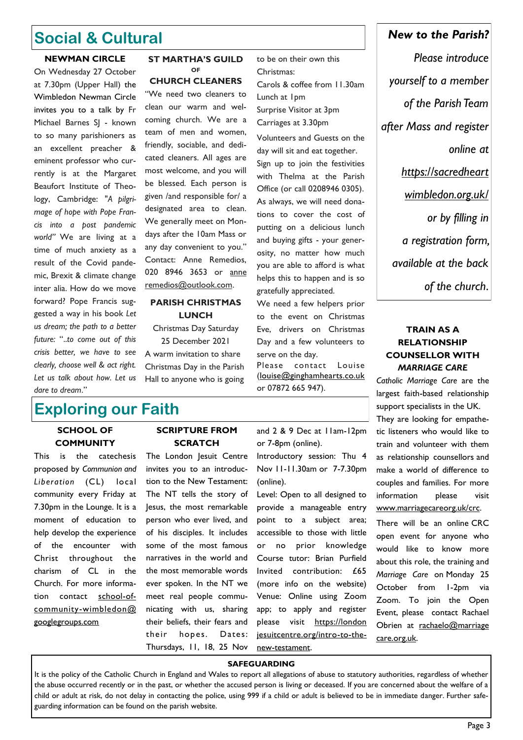## Social & Cultural

### NEWMAN CIRCLE

On Wednesday 27 October at 7.30pm (Upper Hall) the Wimbledon Newman Circle invites you to a talk by Fr Michael Barnes SJ - known to so many parishioners as an excellent preacher & eminent professor who currently is at the Margaret Beaufort Institute of Theology, Cambridge: *"A pilgrimage of hope with Pope Francis into a post pandemic world"* We are living at a time of much anxiety as a result of the Covid pandemic, Brexit & climate change inter alia. How do we move forward? Pope Francis suggested a way in his book *Let us dream; the path to a better future: "..to come out of this crisis better, we have to see clearly, choose well & act right. Let us talk about how. Let us dare to dream*."

### ST MARTHA'S GUILD OF CHURCH CLEANERS

"We need two cleaners to clean our warm and welcoming church. We are a team of men and women, friendly, sociable, and dedicated cleaners. All ages are most welcome, and you will be blessed. Each person is given /and responsible for/ a designated area to clean. We generally meet on Mondays after the 10am Mass or any day convenient to you." Contact: Anne Remedios, 020 8946 3653 or anneremedios@outlook.com.

### PARISH CHRISTMAS LUNCH

Christmas Day Saturday 25 December 2021

A warm invitation to share Christmas Day in the Parish Hall to anyone who is going to be on their own this Christmas:

Carols & coffee from 11.30am
Lunch at 1pm
Surprise Visitor at 3pm
Carriages at 3.30pm

Volunteers and Guests on the day will sit and eat together. Sign up to join the festivities with Thelma at the Parish Office (or call 0208946 0305). As always, we will need donations to cover the cost of putting on a delicious lunch and buying gifts - your generosity, no matter how much you are able to afford is what helps this to happen and is so gratefully appreciated.

We need a few helpers prior to the event on Christmas Eve, drivers on Christmas Day and a few volunteers to serve on the day.

Please contact Louise (louise@ginghamhearts.co.uk or 07872 665 947).

***New to the Parish?***

*Please introduce yourself to a member of the Parish Team after Mass and register online at https://sacredheartwimbledon.org.uk/ or by filling in a registration form, available at the back of the church.*

## Exploring our Faith

### SCHOOL OF COMMUNITY

This is the catechesis proposed by *Communion and Liberation* (CL) local community every Friday at 7.30pm in the Lounge. It is a moment of education to help develop the experience of the encounter with Christ throughout the charism of CL in the Church. For more information contact school-of-community-wimbledon@googlegroups.com

### SCRIPTURE FROM SCRATCH

The London Jesuit Centre invites you to an introduction to the New Testament: The NT tells the story of Jesus, the most remarkable person who ever lived, and of his disciples. It includes some of the most famous narratives in the world and the most memorable words ever spoken. In the NT we meet real people communicating with us, sharing their beliefs, their fears and their hopes. Dates: Thursdays, 11, 18, 25 Nov and 2 & 9 Dec at 11am-12pm or 7-8pm (online).

Introductory session: Thu 4 Nov 11-11.30am or 7-7.30pm (online).

Level: Open to all designed to provide a manageable entry point to a subject area; accessible to those with little or no prior knowledge Course tutor: Brian Purfield Invited contribution: £65 (more info on the website) Venue: Online using Zoom app; to apply and register please visit https://londonjesuitcentre.org/intro-to-the-new-testament.

### TRAIN AS A RELATIONSHIP COUNSELLOR WITH *MARRIAGE CARE*

*Catholic Marriage Care* are the largest faith-based relationship support specialists in the UK. They are looking for empathetic listeners who would like to train and volunteer with them as relationship counsellors and make a world of difference to couples and families. For more information please visit www.marriagecareorg.uk/crc.

There will be an online CRC open event for anyone who would like to know more about this role, the training and *Marriage Care* on Monday 25 October from 1-2pm via Zoom. To join the Open Event, please contact Rachael Obrien at rachaelo@marriagecare.org.uk.

### SAFEGUARDING

It is the policy of the Catholic Church in England and Wales to report all allegations of abuse to statutory authorities, regardless of whether the abuse occurred recently or in the past, or whether the accused person is living or deceased. If you are concerned about the welfare of a child or adult at risk, do not delay in contacting the police, using 999 if a child or adult is believed to be in immediate danger. Further safeguarding information can be found on the parish website.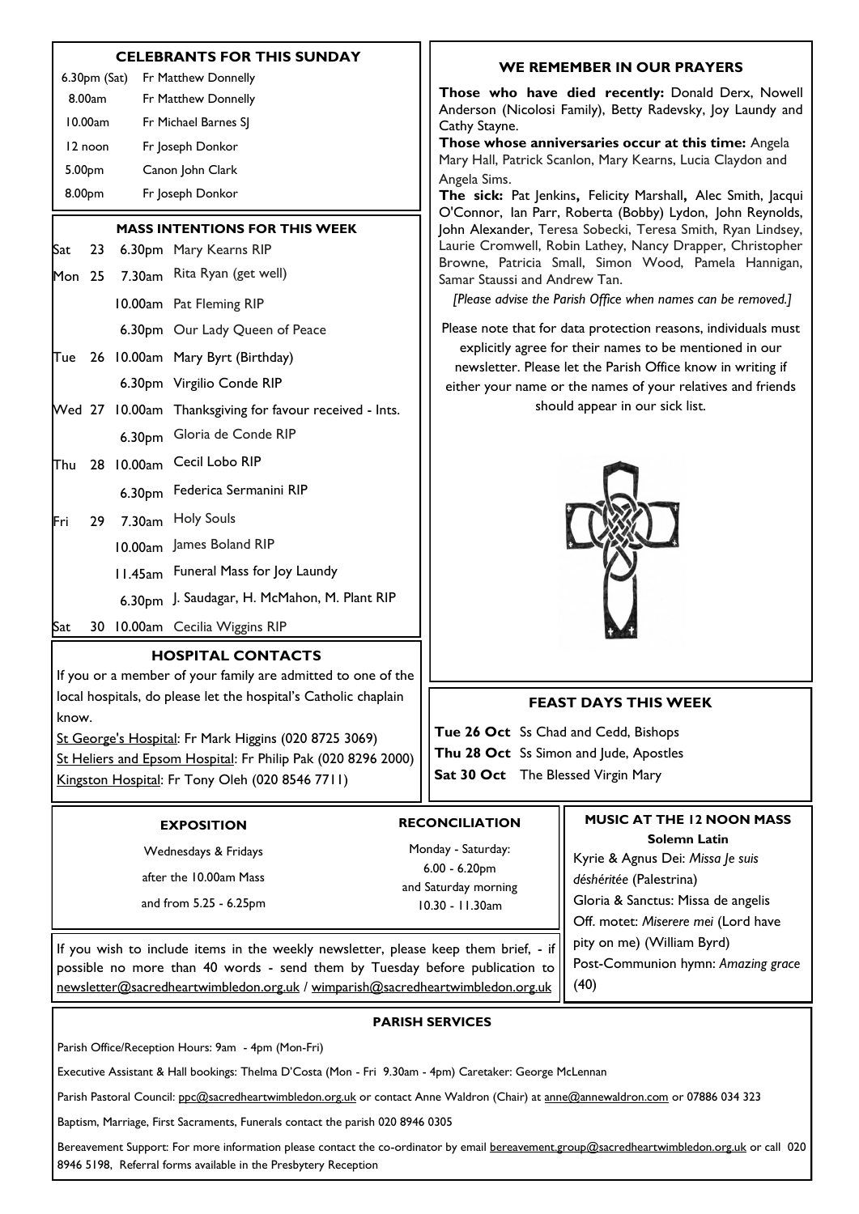### CELEBRANTS FOR THIS SUNDAY

| | |
|---|---|
| 6.30pm (Sat) | Fr Matthew Donnelly |
| 8.00am | Fr Matthew Donnelly |
| 10.00am | Fr Michael Barnes SJ |
| 12 noon | Fr Joseph Donkor |
| 5.00pm | Canon John Clark |
| 8.00pm | Fr Joseph Donkor |

### MASS INTENTIONS FOR THIS WEEK

| | | | |
|---|---|---|---|
| Sat | 23 | 6.30pm | Mary Kearns RIP |
| Mon | 25 | 7.30am | Rita Ryan (get well) |
| | | 10.00am | Pat Fleming RIP |
| | | 6.30pm | Our Lady Queen of Peace |
| Tue | 26 | 10.00am | Mary Byrt (Birthday) |
| | | 6.30pm | Virgilio Conde RIP |
| Wed | 27 | 10.00am | Thanksgiving for favour received - Ints. |
| | | 6.30pm | Gloria de Conde RIP |
| Thu | 28 | 10.00am | Cecil Lobo RIP |
| | | 6.30pm | Federica Sermanini RIP |
| Fri | 29 | 7.30am | Holy Souls |
| | | 10.00am | James Boland RIP |
| | | 11.45am | Funeral Mass for Joy Laundy |
| | | 6.30pm | J. Saudagar, H. McMahon, M. Plant RIP |
| Sat | 30 | 10.00am | Cecilia Wiggins RIP |

### HOSPITAL CONTACTS

If you or a member of your family are admitted to one of the local hospitals, do please let the hospital's Catholic chaplain know.

St George's Hospital: Fr Mark Higgins (020 8725 3069)
St Heliers and Epsom Hospital: Fr Philip Pak (020 8296 2000)
Kingston Hospital: Fr Tony Oleh (020 8546 7711)

### WE REMEMBER IN OUR PRAYERS

**Those who have died recently:** Donald Derx, Nowell Anderson (Nicolosi Family), Betty Radevsky, Joy Laundy and Cathy Stayne.

**Those whose anniversaries occur at this time:** Angela Mary Hall, Patrick Scanlon, Mary Kearns, Lucia Claydon and Angela Sims.

**The sick:** Pat Jenkins**,** Felicity Marshall**,** Alec Smith, Jacqui O'Connor, Ian Parr, Roberta (Bobby) Lydon, John Reynolds, John Alexander, Teresa Sobecki, Teresa Smith, Ryan Lindsey, Laurie Cromwell, Robin Lathey, Nancy Drapper, Christopher Browne, Patricia Small, Simon Wood, Pamela Hannigan, Samar Staussi and Andrew Tan.

*[Please advise the Parish Office when names can be removed.]*

Please note that for data protection reasons, individuals must explicitly agree for their names to be mentioned in our newsletter. Please let the Parish Office know in writing if either your name or the names of your relatives and friends should appear in our sick list.

### FEAST DAYS THIS WEEK

**Tue 26 Oct** Ss Chad and Cedd, Bishops
**Thu 28 Oct** Ss Simon and Jude, Apostles
**Sat 30 Oct** The Blessed Virgin Mary

### EXPOSITION

Wednesdays & Fridays
after the 10.00am Mass
and from 5.25 - 6.25pm

### RECONCILIATION

Monday - Saturday:
6.00 - 6.20pm
and Saturday morning
10.30 - 11.30am

If you wish to include items in the weekly newsletter, please keep them brief, - if possible no more than 40 words - send them by Tuesday before publication to newsletter@sacredheartwimbledon.org.uk / wimparish@sacredheartwimbledon.org.uk

### MUSIC AT THE 12 NOON MASS

**Solemn Latin**

Kyrie & Agnus Dei: *Missa Je suis déshéritée* (Palestrina)
Gloria & Sanctus: Missa de angelis
Off. motet: *Miserere mei* (Lord have pity on me) (William Byrd)
Post-Communion hymn: *Amazing grace* (40)

### PARISH SERVICES

Parish Office/Reception Hours: 9am - 4pm (Mon-Fri)

Executive Assistant & Hall bookings: Thelma D'Costa (Mon - Fri 9.30am - 4pm) Caretaker: George McLennan

Parish Pastoral Council: ppc@sacredheartwimbledon.org.uk or contact Anne Waldron (Chair) at anne@annewaldron.com or 07886 034 323

Baptism, Marriage, First Sacraments, Funerals contact the parish 020 8946 0305

Bereavement Support: For more information please contact the co-ordinator by email bereavement.group@sacredheartwimbledon.org.uk or call 020 8946 5198, Referral forms available in the Presbytery Reception